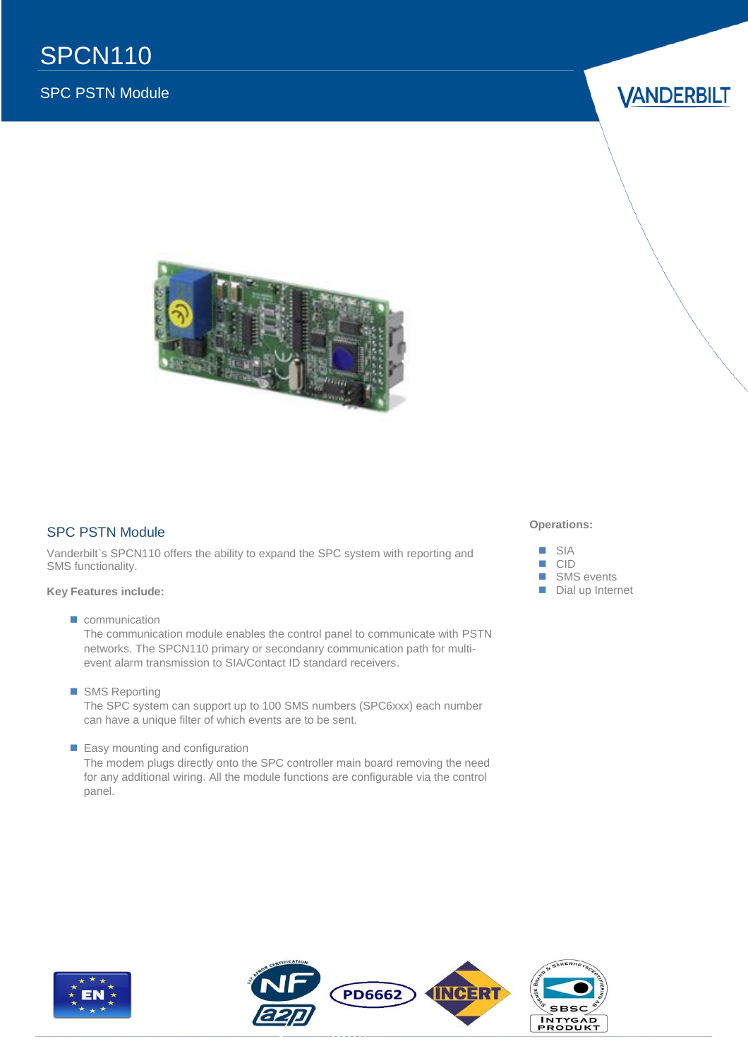# SPCN110

SPC PSTN Module

## SPC PSTN Module

Vanderbilt`s SPCN110 offers the ability to expand the SPC system with reporting and SMS functionality.

**Key Features include:**

- communication
  The communication module enables the control panel to communicate with PSTN networks. The SPCN110 primary or secondanry communication path for multi-event alarm transmission to SIA/Contact ID standard receivers.

- SMS Reporting
  The SPC system can support up to 100 SMS numbers (SPC6xxx) each number can have a unique filter of which events are to be sent.

- Easy mounting and configuration
  The modem plugs directly onto the SPC controller main board removing the need for any additional wiring. All the module functions are configurable via the control panel.

**Operations:**

- SIA
- CID
- SMS events
- Dial up Internet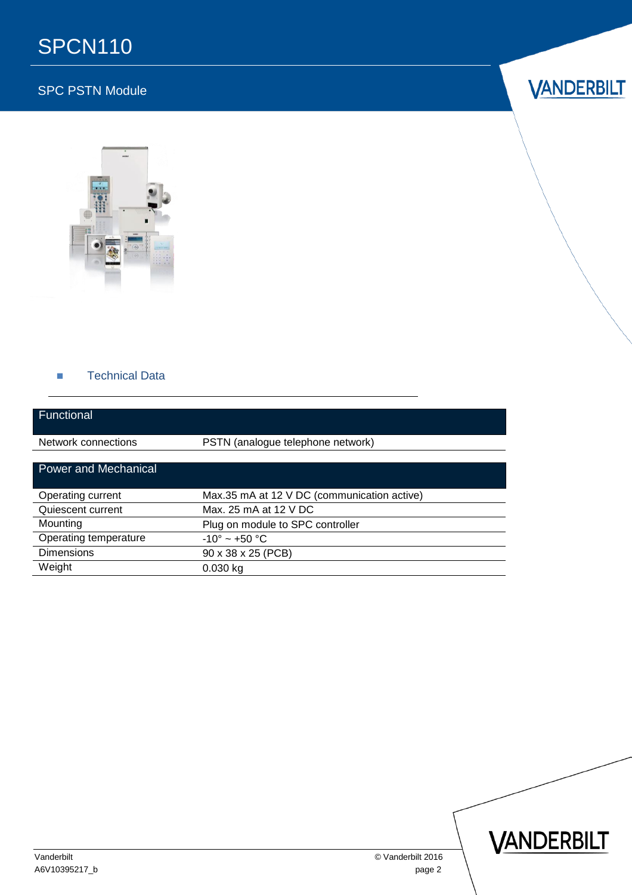# SPCN110

SPC PSTN Module

## Technical Data

| Functional | |
|---|---|
| Network connections | PSTN (analogue telephone network) |

| Power and Mechanical | |
|---|---|
| Operating current | Max.35 mA at 12 V DC (communication active) |
| Quiescent current | Max. 25 mA at 12 V DC |
| Mounting | Plug on module to SPC controller |
| Operating temperature | -10° ~ +50 °C |
| Dimensions | 90 x 38 x 25 (PCB) |
| Weight | 0.030 kg |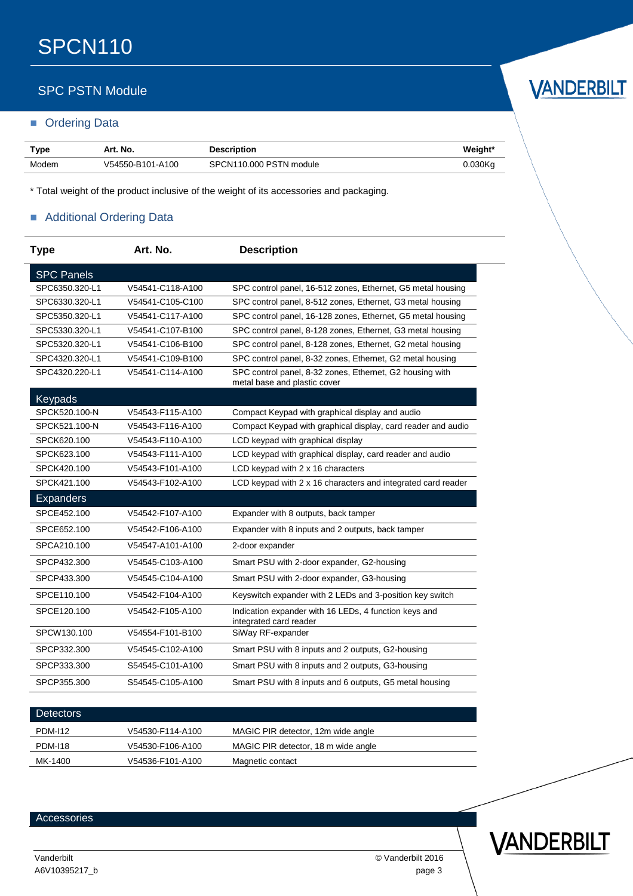# SPCN110

## SPC PSTN Module

### Ordering Data

| Type | Art. No. | Description | Weight* |
|---|---|---|---|
| Modem | V54550-B101-A100 | SPCN110.000 PSTN module | 0.030Kg |

* Total weight of the product inclusive of the weight of its accessories and packaging.

### Additional Ordering Data

| Type | Art. No. | Description |
|---|---|---|
| **SPC Panels** | | |
| SPC6350.320-L1 | V54541-C118-A100 | SPC control panel, 16-512 zones, Ethernet, G5 metal housing |
| SPC6330.320-L1 | V54541-C105-C100 | SPC control panel, 8-512 zones, Ethernet, G3 metal housing |
| SPC5350.320-L1 | V54541-C117-A100 | SPC control panel, 16-128 zones, Ethernet, G5 metal housing |
| SPC5330.320-L1 | V54541-C107-B100 | SPC control panel, 8-128 zones, Ethernet, G3 metal housing |
| SPC5320.320-L1 | V54541-C106-B100 | SPC control panel, 8-128 zones, Ethernet, G2 metal housing |
| SPC4320.320-L1 | V54541-C109-B100 | SPC control panel, 8-32 zones, Ethernet, G2 metal housing |
| SPC4320.220-L1 | V54541-C114-A100 | SPC control panel, 8-32 zones, Ethernet, G2 housing with metal base and plastic cover |
| **Keypads** | | |
| SPCK520.100-N | V54543-F115-A100 | Compact Keypad with graphical display and audio |
| SPCK521.100-N | V54543-F116-A100 | Compact Keypad with graphical display, card reader and audio |
| SPCK620.100 | V54543-F110-A100 | LCD keypad with graphical display |
| SPCK623.100 | V54543-F111-A100 | LCD keypad with graphical display, card reader and audio |
| SPCK420.100 | V54543-F101-A100 | LCD keypad with 2 x 16 characters |
| SPCK421.100 | V54543-F102-A100 | LCD keypad with 2 x 16 characters and integrated card reader |
| **Expanders** | | |
| SPCE452.100 | V54542-F107-A100 | Expander with 8 outputs, back tamper |
| SPCE652.100 | V54542-F106-A100 | Expander with 8 inputs and 2 outputs, back tamper |
| SPCA210.100 | V54547-A101-A100 | 2-door expander |
| SPCP432.300 | V54545-C103-A100 | Smart PSU with 2-door expander, G2-housing |
| SPCP433.300 | V54545-C104-A100 | Smart PSU with 2-door expander, G3-housing |
| SPCE110.100 | V54542-F104-A100 | Keyswitch expander with 2 LEDs and 3-position key switch |
| SPCE120.100 | V54542-F105-A100 | Indication expander with 16 LEDs, 4 function keys and integrated card reader |
| SPCW130.100 | V54554-F101-B100 | SiWay RF-expander |
| SPCP332.300 | V54545-C102-A100 | Smart PSU with 8 inputs and 2 outputs, G2-housing |
| SPCP333.300 | S54545-C101-A100 | Smart PSU with 8 inputs and 2 outputs, G3-housing |
| SPCP355.300 | S54545-C105-A100 | Smart PSU with 8 inputs and 6 outputs, G5 metal housing |
| **Detectors** | | |
| PDM-I12 | V54530-F114-A100 | MAGIC PIR detector, 12m wide angle |
| PDM-I18 | V54530-F106-A100 | MAGIC PIR detector, 18 m wide angle |
| MK-1400 | V54536-F101-A100 | Magnetic contact |
| **Accessories** | | |

Vanderbilt
A6V10395217_b

© Vanderbilt 2016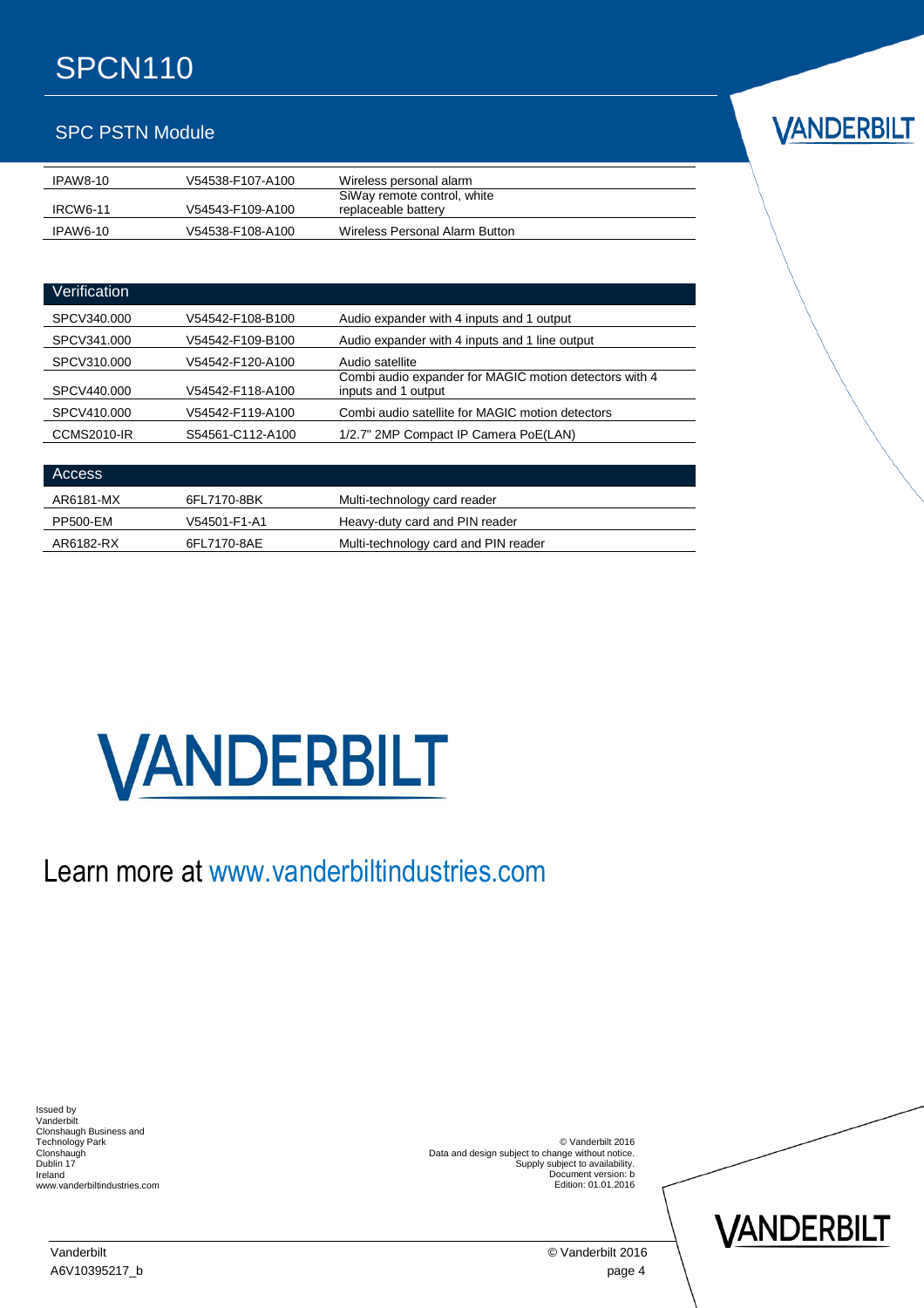| | | |
|---|---|---|
| IPAW8-10 | V54538-F107-A100 | Wireless personal alarm |
| IRCW6-11 | V54543-F109-A100 | SiWay remote control, white replaceable battery |
| IPAW6-10 | V54538-F108-A100 | Wireless Personal Alarm Button |

| Verification | | |
|---|---|---|
| SPCV340.000 | V54542-F108-B100 | Audio expander with 4 inputs and 1 output |
| SPCV341.000 | V54542-F109-B100 | Audio expander with 4 inputs and 1 line output |
| SPCV310.000 | V54542-F120-A100 | Audio satellite |
| SPCV440.000 | V54542-F118-A100 | Combi audio expander for MAGIC motion detectors with 4 inputs and 1 output |
| SPCV410.000 | V54542-F119-A100 | Combi audio satellite for MAGIC motion detectors |
| CCMS2010-IR | S54561-C112-A100 | 1/2.7" 2MP Compact IP Camera PoE(LAN) |

| Access | | |
|---|---|---|
| AR6181-MX | 6FL7170-8BK | Multi-technology card reader |
| PP500-EM | V54501-F1-A1 | Heavy-duty card and PIN reader |
| AR6182-RX | 6FL7170-8AE | Multi-technology card and PIN reader |

VANDERBILT

Learn more at www.vanderbiltindustries.com

Issued by
Vanderbilt
Clonshaugh Business and
Technology Park
Clonshaugh
Dublin 17
Ireland
www.vanderbiltindustries.com

© Vanderbilt 2016
Data and design subject to change without notice.
Supply subject to availability.
Document version: b
Edition: 01.01.2016